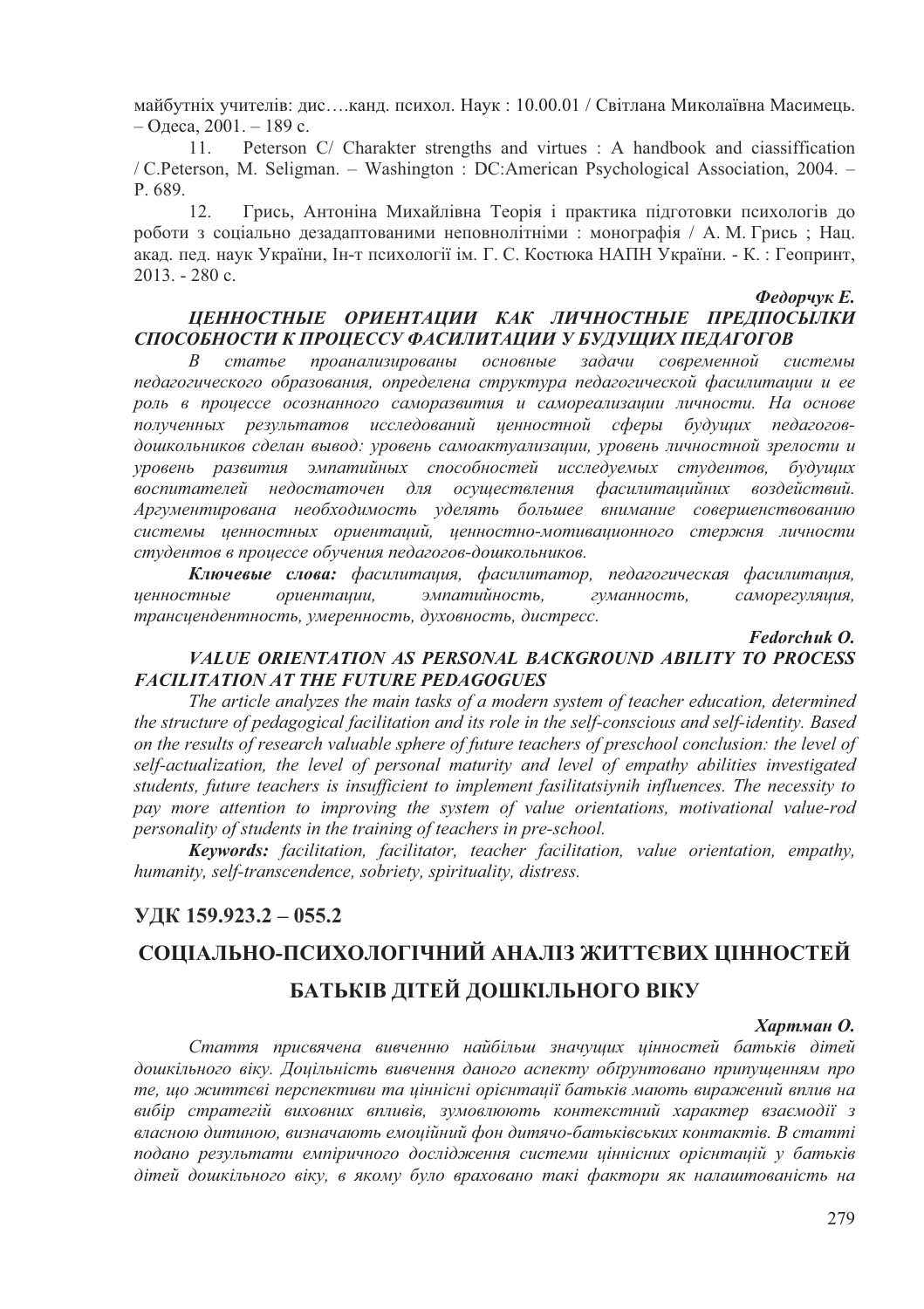майбутніх учителів: дис….канд. психол. Наук : 10.00.01 / Світлана Миколаївна Масимець. – Одеса, 2001. – 189 с.

11. Peterson C/ Charakter strengths and virtues : A handbook and ciassiffication / C.Peterson, M. Seligman. – Washington : DC:American Psychological Association, 2004. – P. 689.

12. Грись, Антоніна Михайлівна Теорія і практика підготовки психологів до роботи з соціально дезадаптованими неповнолітніми : монографія / А. М. Грись ; Нац. акад. пед. наук України, Ін-т психології ім. Г. С. Костюка НАПН України. - К. : Геопринт, 2013. - 280 с.

***Федорчук Е.***

***ЦЕННОСТНЫЕ ОРИЕНТАЦИИ КАК ЛИЧНОСТНЫЕ ПРЕДПОСЫЛКИ СПОСОБНОСТИ К ПРОЦЕССУ ФАСИЛИТАЦИИ У БУДУЩИХ ПЕДАГОГОВ***

*В статье проанализированы основные задачи современной системы педагогического образования, определена структура педагогической фасилитации и ее роль в процессе осознанного саморазвития и самореализации личности. На основе полученных результатов исследований ценностной сферы будущих педагогов-дошкольников сделан вывод: уровень самоактуализации, уровень личностной зрелости и уровень развития эмпатийных способностей исследуемых студентов, будущих воспитателей недостаточен для осуществления фасилитацийних воздействий. Аргументирована необходимость уделять большее внимание совершенствованию системы ценностных ориентаций, ценностно-мотивационного стержня личности студентов в процессе обучения педагогов-дошкольников.*

***Ключевые слова:*** *фасилитация, фасилитатор, педагогическая фасилитация, ценностные ориентации, эмпатийность, гуманность, саморегуляция, трансцендентность, умеренность, духовность, дистресс.*

***Fedorchuk O.***

***VALUE ORIENTATION AS PERSONAL BACKGROUND ABILITY TO PROCESS FACILITATION AT THE FUTURE PEDAGOGUES***

*The article analyzes the main tasks of a modern system of teacher education, determined the structure of pedagogical facilitation and its role in the self-conscious and self-identity. Based on the results of research valuable sphere of future teachers of preschool conclusion: the level of self-actualization, the level of personal maturity and level of empathy abilities investigated students, future teachers is insufficient to implement fasilitatsiynih influences. The necessity to pay more attention to improving the system of value orientations, motivational value-rod personality of students in the training of teachers in pre-school.*

***Keywords:*** *facilitation, facilitator, teacher facilitation, value orientation, empathy, humanity, self-transcendence, sobriety, spirituality, distress.*

**УДК 159.923.2 – 055.2**

# СОЦІАЛЬНО-ПСИХОЛОГІЧНИЙ АНАЛІЗ ЖИТТЄВИХ ЦІННОСТЕЙ БАТЬКІВ ДІТЕЙ ДОШКІЛЬНОГО ВІКУ

***Хартман О.***

*Стаття присвячена вивченню найбільш значущих цінностей батьків дітей дошкільного віку. Доцільність вивчення даного аспекту обґрунтовано припущенням про те, що життєві перспективи та ціннісні орієнтації батьків мають виражений вплив на вибір стратегій виховних впливів, зумовлюють контекстний характер взаємодії з власною дитиною, визначають емоційний фон дитячо-батьківських контактів. В статті подано результати емпіричного дослідження системи ціннісних орієнтацій у батьків дітей дошкільного віку, в якому було враховано такі фактори як налаштованість на*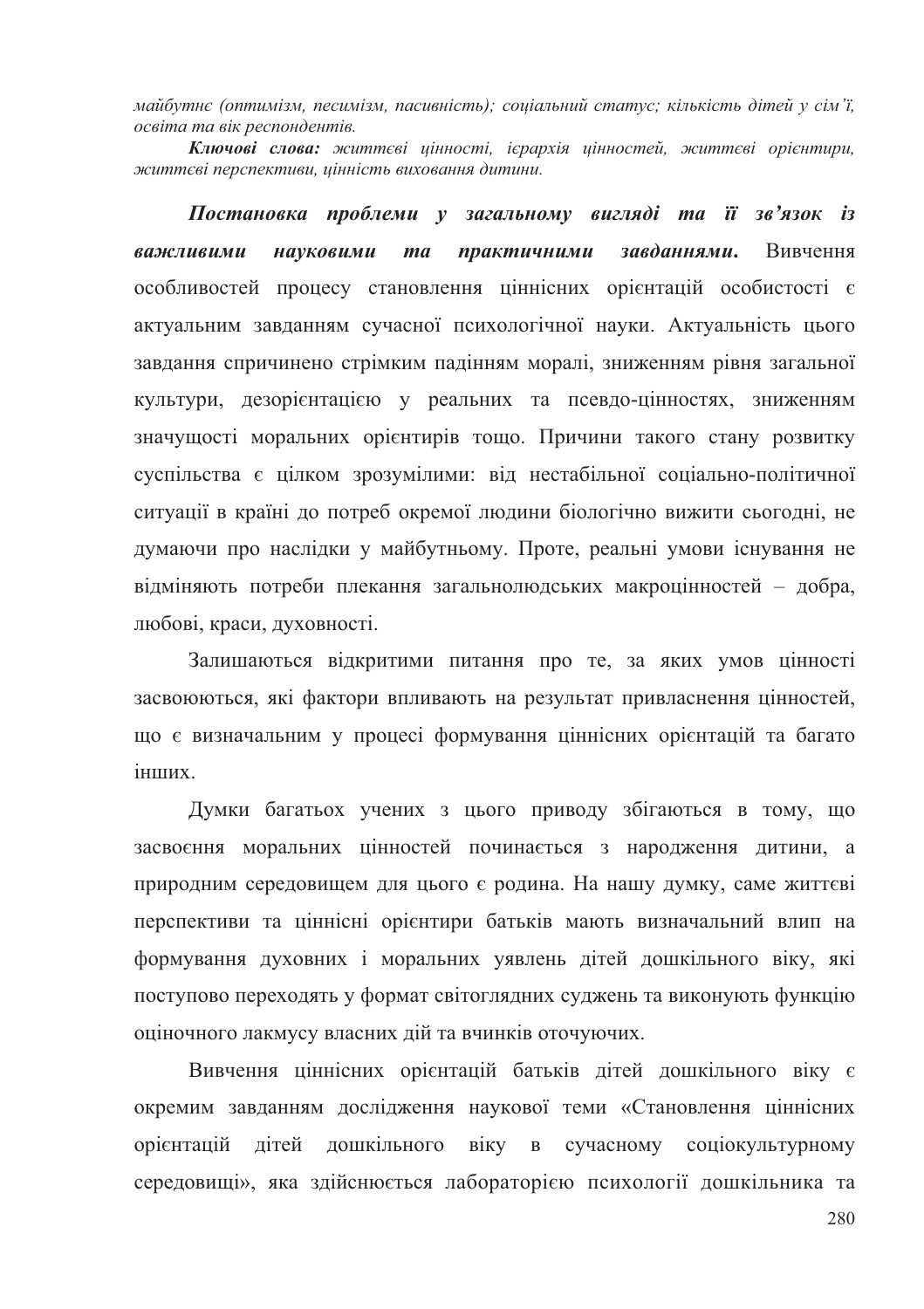*майбутнє (оптимізм, песимізм, пасивність); соціальний статус; кількість дітей у сім'ї, освіта та вік респондентів.*

***Ключові слова:*** *життєві цінності, ієрархія цінностей, життєві орієнтири, життєві перспективи, цінність виховання дитини.*

***Постановка проблеми у загальному вигляді та її зв'язок із важливими науковими та практичними завданнями.*** Вивчення особливостей процесу становлення ціннісних орієнтацій особистості є актуальним завданням сучасної психологічної науки. Актуальність цього завдання спричинено стрімким падінням моралі, зниженням рівня загальної культури, дезорієнтацією у реальних та псевдо-цінностях, зниженням значущості моральних орієнтирів тощо. Причини такого стану розвитку суспільства є цілком зрозумілими: від нестабільної соціально-політичної ситуації в країні до потреб окремої людини біологічно вижити сьогодні, не думаючи про наслідки у майбутньому. Проте, реальні умови існування не відміняють потреби плекання загальнолюдських макроцінностей – добра, любові, краси, духовності.

Залишаються відкритими питання про те, за яких умов цінності засвоюються, які фактори впливають на результат привласнення цінностей, що є визначальним у процесі формування ціннісних орієнтацій та багато інших.

Думки багатьох учених з цього приводу збігаються в тому, що засвоєння моральних цінностей починається з народження дитини, а природним середовищем для цього є родина. На нашу думку, саме життєві перспективи та ціннісні орієнтири батьків мають визначальний влип на формування духовних і моральних уявлень дітей дошкільного віку, які поступово переходять у формат світоглядних суджень та виконують функцію оціночного лакмусу власних дій та вчинків оточуючих.

Вивчення ціннісних орієнтацій батьків дітей дошкільного віку є окремим завданням дослідження наукової теми «Становлення ціннісних орієнтацій дітей дошкільного віку в сучасному соціокультурному середовищі», яка здійснюється лабораторією психології дошкільника та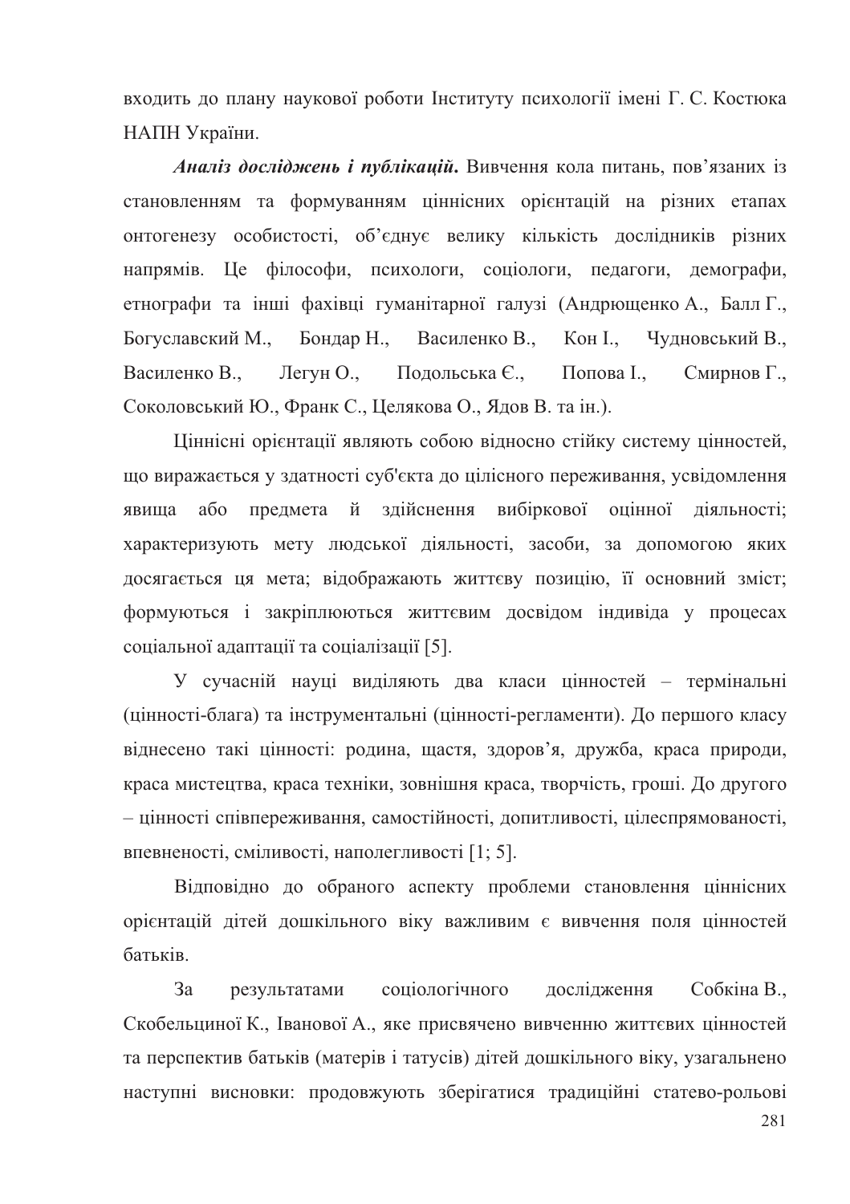входить до плану наукової роботи Інституту психології імені Г. С. Костюка НАПН України.

***Аналіз досліджень і публікацій.*** Вивчення кола питань, пов’язаних із становленням та формуванням ціннісних орієнтацій на різних етапах онтогенезу особистості, об’єднує велику кількість дослідників різних напрямів. Це філософи, психологи, соціологи, педагоги, демографи, етнографи та інші фахівці гуманітарної галузі (Андрющенко А., Балл Г., Богуславский М., Бондар Н., Василенко В., Кон І., Чудновський В., Василенко В., Легун О., Подольська Є., Попова І., Смирнов Г., Соколовський Ю., Франк С., Целякова О., Ядов В. та ін.).

Ціннісні орієнтації являють собою відносно стійку систему цінностей, що виражається у здатності суб'єкта до цілісного переживання, усвідомлення явища або предмета й здійснення вибіркової оцінної діяльності; характеризують мету людської діяльності, засоби, за допомогою яких досягається ця мета; відображають життєву позицію, її основний зміст; формуються і закріплюються життєвим досвідом індивіда у процесах соціальної адаптації та соціалізації [5].

У сучасній науці виділяють два класи цінностей – термінальні (цінності-блага) та інструментальні (цінності-регламенти). До першого класу віднесено такі цінності: родина, щастя, здоров’я, дружба, краса природи, краса мистецтва, краса техніки, зовнішня краса, творчість, гроші. До другого – цінності співпереживання, самостійності, допитливості, цілеспрямованості, впевненості, сміливості, наполегливості [1; 5].

Відповідно до обраного аспекту проблеми становлення ціннісних орієнтацій дітей дошкільного віку важливим є вивчення поля цінностей батьків.

За результатами соціологічного дослідження Собкіна В., Скобельциної К., Іванової А., яке присвячено вивченню життєвих цінностей та перспектив батьків (матерів і татусів) дітей дошкільного віку, узагальнено наступні висновки: продовжують зберігатися традиційні статево-рольові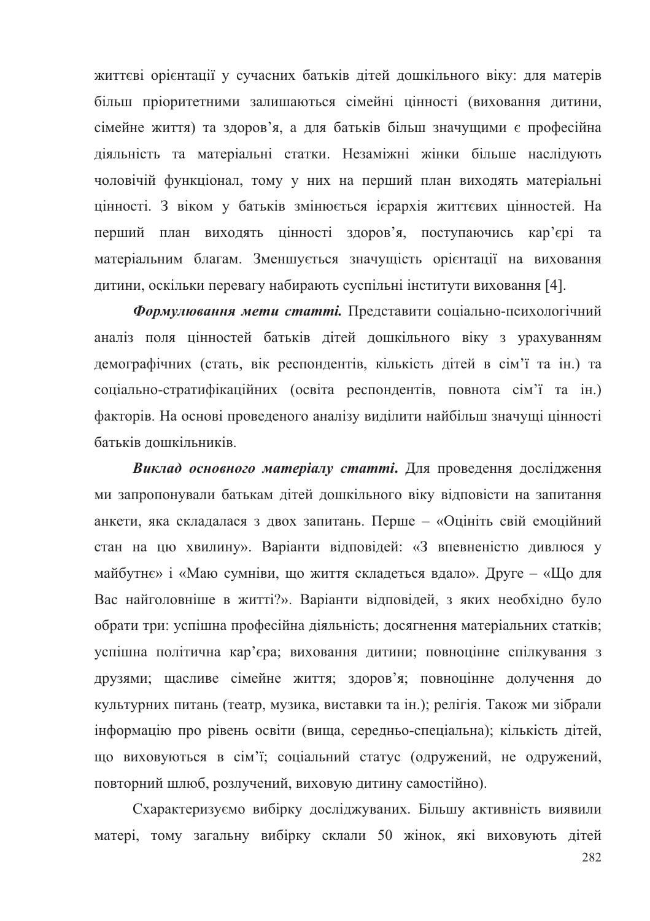життєві орієнтації у сучасних батьків дітей дошкільного віку: для матерів більш пріоритетними залишаються сімейні цінності (виховання дитини, сімейне життя) та здоров'я, а для батьків більш значущими є професійна діяльність та матеріальні статки. Незаміжні жінки більше наслідують чоловічій функціонал, тому у них на перший план виходять матеріальні цінності. З віком у батьків змінюється ієрархія життєвих цінностей. На перший план виходять цінності здоров'я, поступаючись кар'єрі та матеріальним благам. Зменшується значущість орієнтації на виховання дитини, оскільки перевагу набирають суспільні інститути виховання [4].

***Формулювання мети статті.*** Представити соціально-психологічний аналіз поля цінностей батьків дітей дошкільного віку з урахуванням демографічних (стать, вік респондентів, кількість дітей в сім'ї та ін.) та соціально-стратифікаційних (освіта респондентів, повнота сім'ї та ін.) факторів. На основі проведеного аналізу виділити найбільш значущі цінності батьків дошкільників.

***Виклад основного матеріалу статті.*** Для проведення дослідження ми запропонували батькам дітей дошкільного віку відповісти на запитання анкети, яка складалася з двох запитань. Перше – «Оцініть свій емоційний стан на цю хвилину». Варіанти відповідей: «З впевненістю дивлюся у майбутнє» і «Маю сумніви, що життя складеться вдало». Друге – «Що для Вас найголовніше в житті?». Варіанти відповідей, з яких необхідно було обрати три: успішна професійна діяльність; досягнення матеріальних статків; успішна політична кар'єра; виховання дитини; повноцінне спілкування з друзями; щасливе сімейне життя; здоров'я; повноцінне долучення до культурних питань (театр, музика, виставки та ін.); релігія. Також ми зібрали інформацію про рівень освіти (вища, середньо-спеціальна); кількість дітей, що виховуються в сім'ї; соціальний статус (одружений, не одружений, повторний шлюб, розлучений, виховую дитину самостійно).

Схарактеризуємо вибірку досліджуваних. Більшу активність виявили матері, тому загальну вибірку склали 50 жінок, які виховують дітей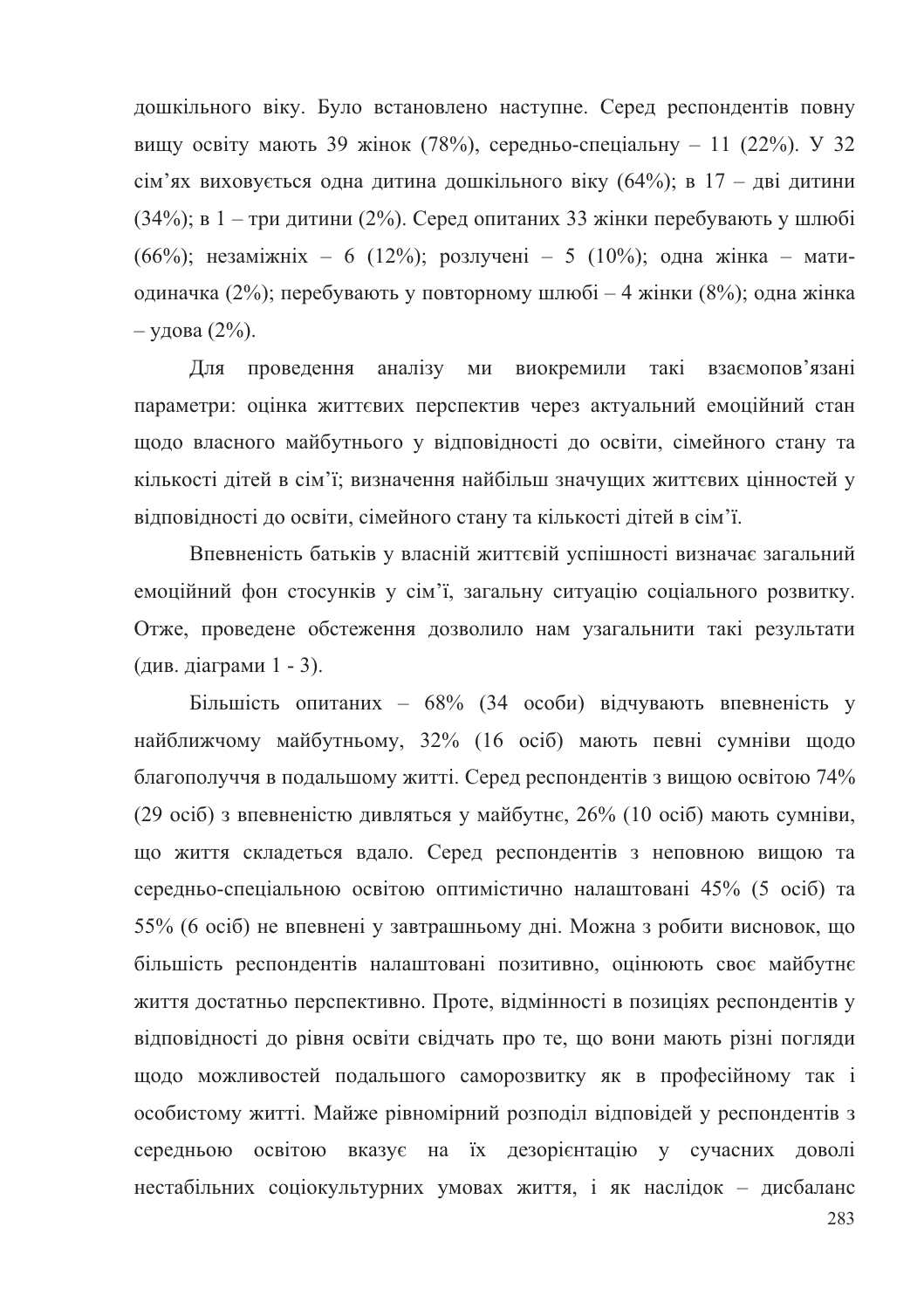дошкільного віку. Було встановлено наступне. Серед респондентів повну вищу освіту мають 39 жінок (78%), середньо-спеціальну – 11 (22%). У 32 сім'ях виховується одна дитина дошкільного віку (64%); в 17 – дві дитини (34%); в 1 – три дитини (2%). Серед опитаних 33 жінки перебувають у шлюбі (66%); незаміжніх – 6 (12%); розлучені – 5 (10%); одна жінка – мати-одиначка (2%); перебувають у повторному шлюбі – 4 жінки (8%); одна жінка – удова (2%).

Для проведення аналізу ми виокремили такі взаємопов'язані параметри: оцінка життєвих перспектив через актуальний емоційний стан щодо власного майбутнього у відповідності до освіти, сімейного стану та кількості дітей в сім'ї; визначення найбільш значущих життєвих цінностей у відповідності до освіти, сімейного стану та кількості дітей в сім'ї.

Впевненість батьків у власній життєвій успішності визначає загальний емоційний фон стосунків у сім'ї, загальну ситуацію соціального розвитку. Отже, проведене обстеження дозволило нам узагальнити такі результати (див. діаграми 1 - 3).

Більшість опитаних – 68% (34 особи) відчувають впевненість у найближчому майбутньому, 32% (16 осіб) мають певні сумніви щодо благополуччя в подальшому житті. Серед респондентів з вищою освітою 74% (29 осіб) з впевненістю дивляться у майбутнє, 26% (10 осіб) мають сумніви, що життя складеться вдало. Серед респондентів з неповною вищою та середньо-спеціальною освітою оптимістично налаштовані 45% (5 осіб) та 55% (6 осіб) не впевнені у завтрашньому дні. Можна з робити висновок, що більшість респондентів налаштовані позитивно, оцінюють своє майбутнє життя достатньо перспективно. Проте, відмінності в позиціях респондентів у відповідності до рівня освіти свідчать про те, що вони мають різні погляди щодо можливостей подальшого саморозвитку як в професійному так і особистому житті. Майже рівномірний розподіл відповідей у респондентів з середньою освітою вказує на їх дезорієнтацію у сучасних доволі нестабільних соціокультурних умовах життя, і як наслідок – дисбаланс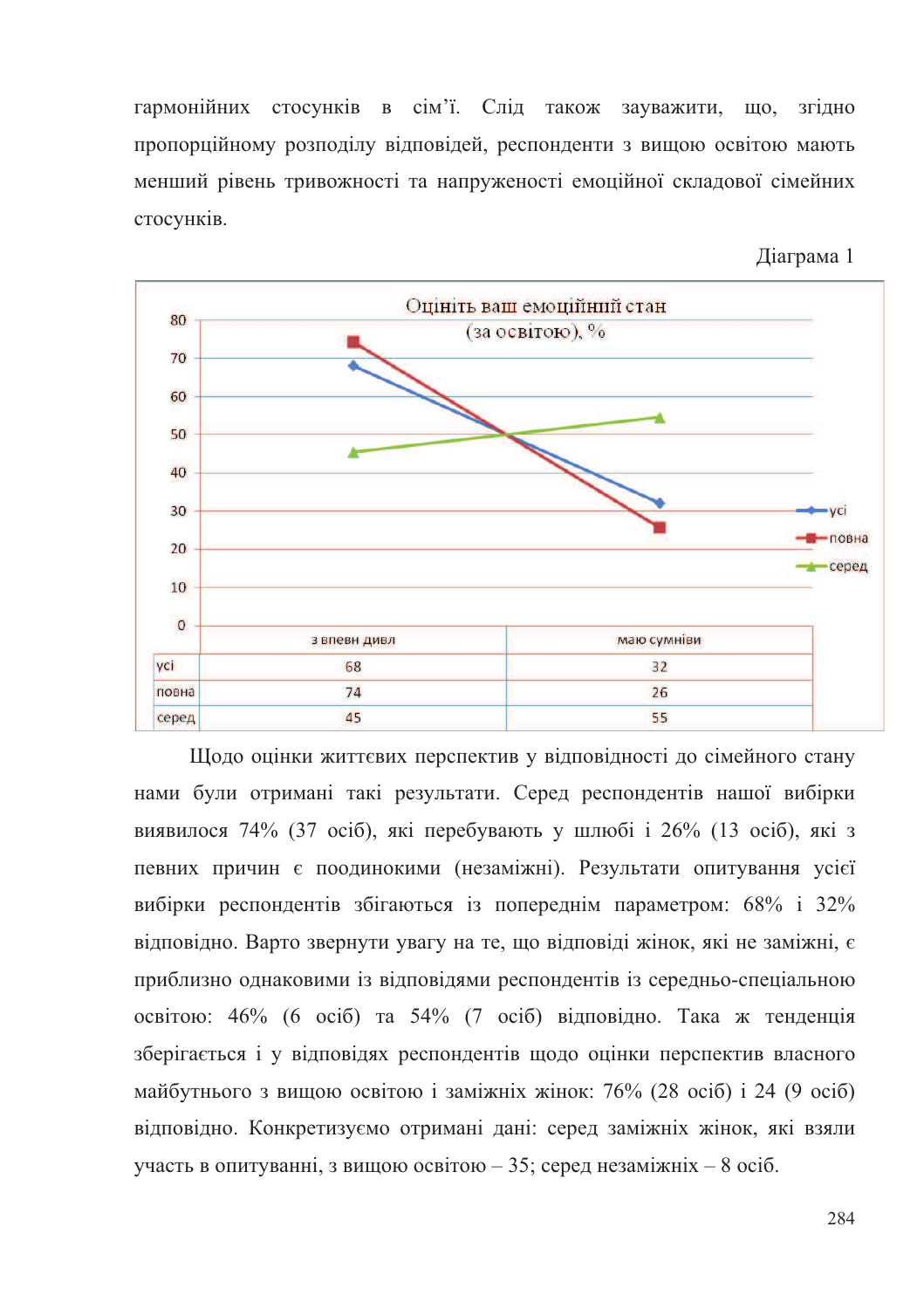гармонійних стосунків в сім'ї. Слід також зауважити, що, згідно пропорційному розподілу відповідей, респонденти з вищою освітою мають менший рівень тривожності та напруженості емоційної складової сімейних стосунків.

Діаграма 1

Оцініть ваш емоційний стан (за освітою), %

| | з впевн дивл | маю сумніви |
|---|---|---|
| усі | 68 | 32 |
| повна | 74 | 26 |
| серед | 45 | 55 |

Щодо оцінки життєвих перспектив у відповідності до сімейного стану нами були отримані такі результати. Серед респондентів нашої вибірки виявилося 74% (37 осіб), які перебувають у шлюбі і 26% (13 осіб), які з певних причин є поодинокими (незаміжні). Результати опитування усієї вибірки респондентів збігаються із попереднім параметром: 68% і 32% відповідно. Варто звернути увагу на те, що відповіді жінок, які не заміжні, є приблизно однаковими із відповідями респондентів із середньо-спеціальною освітою: 46% (6 осіб) та 54% (7 осіб) відповідно. Така ж тенденція зберігається і у відповідях респондентів щодо оцінки перспектив власного майбутнього з вищою освітою і заміжніх жінок: 76% (28 осіб) і 24 (9 осіб) відповідно. Конкретизуємо отримані дані: серед заміжніх жінок, які взяли участь в опитуванні, з вищою освітою – 35; серед незаміжніх – 8 осіб.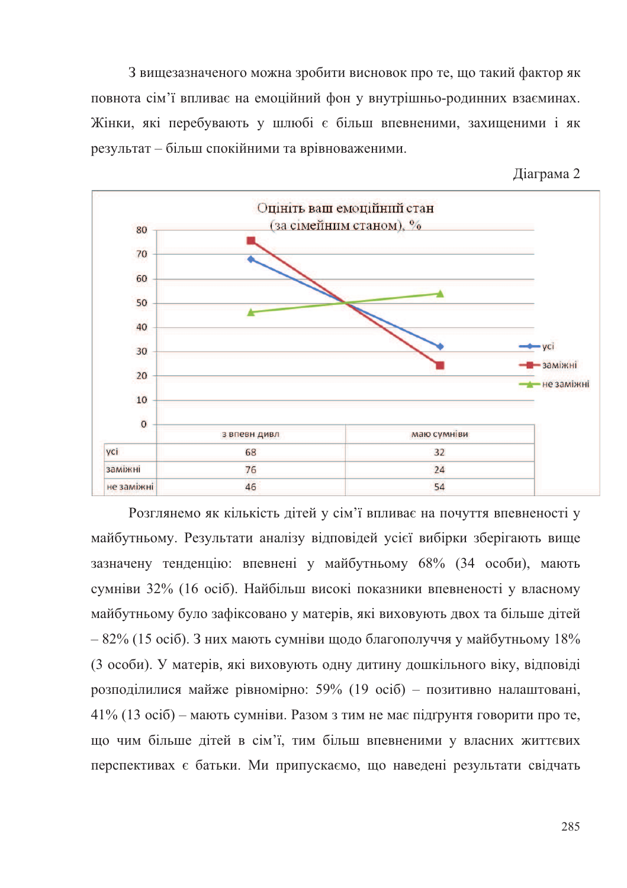З вищезазначеного можна зробити висновок про те, що такий фактор як повнота сім'ї впливає на емоційний фон у внутрішньо-родинних взаєминах. Жінки, які перебувають у шлюбі є більш впевненими, захищеними і як результат – більш спокійними та врівноваженими.

Діаграма 2

Оцініть ваш емоційний стан (за сімейним станом), %

|  | з впевн дивл | маю сумніви |
|---|---|---|
| усі | 68 | 32 |
| заміжні | 76 | 24 |
| не заміжні | 46 | 54 |

Розглянемо як кількість дітей у сім'ї впливає на почуття впевненості у майбутньому. Результати аналізу відповідей усієї вибірки зберігають вище зазначену тенденцію: впевнені у майбутньому 68% (34 особи), мають сумніви 32% (16 осіб). Найбільш високі показники впевненості у власному майбутньому було зафіксовано у матерів, які виховують двох та більше дітей – 82% (15 осіб). З них мають сумніви щодо благополуччя у майбутньому 18% (3 особи). У матерів, які виховують одну дитину дошкільного віку, відповіді розподілилися майже рівномірно: 59% (19 осіб) – позитивно налаштовані, 41% (13 осіб) – мають сумніви. Разом з тим не має підґрунтя говорити про те, що чим більше дітей в сім'ї, тим більш впевненими у власних життєвих перспективах є батьки. Ми припускаємо, що наведені результати свідчать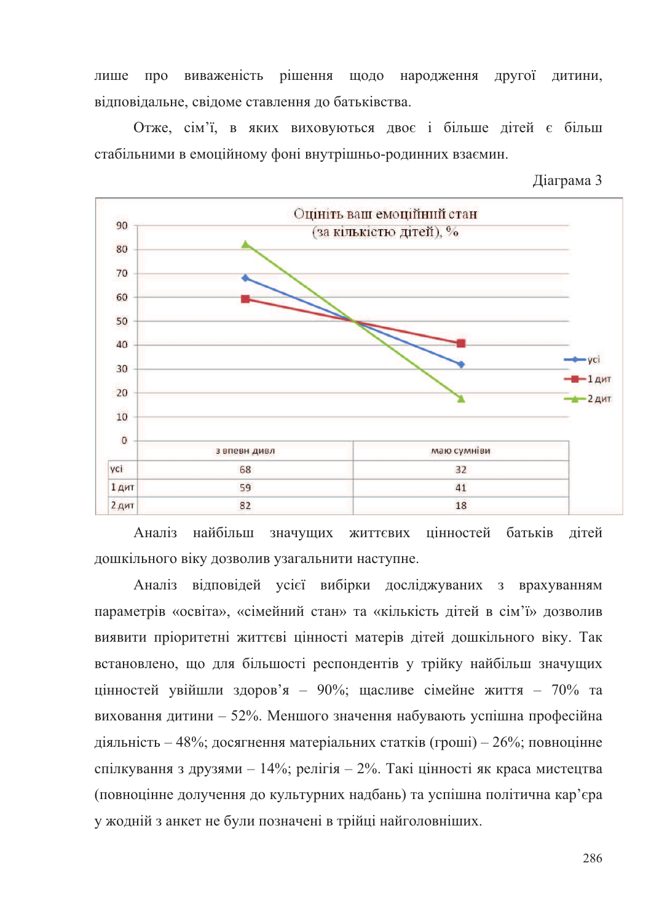лише про виваженість рішення щодо народження другої дитини, відповідальне, свідоме ставлення до батьківства.

Отже, сім'ї, в яких виховуються двоє і більше дітей є більш стабільними в емоційному фоні внутрішньо-родинних взаємин.

Діаграма 3

**Оцініть ваш емоційний стан (за кількістю дітей), %**

| | з впевн дивл | маю сумніви |
|---|---|---|
| усі | 68 | 32 |
| 1 дит | 59 | 41 |
| 2 дит | 82 | 18 |

Аналіз найбільш значущих життєвих цінностей батьків дітей дошкільного віку дозволив узагальнити наступне.

Аналіз відповідей усієї вибірки досліджуваних з врахуванням параметрів «освіта», «сімейний стан» та «кількість дітей в сім'ї» дозволив виявити пріоритетні життєві цінності матерів дітей дошкільного віку. Так встановлено, що для більшості респондентів у трійку найбільш значущих цінностей увійшли здоров'я – 90%; щасливе сімейне життя – 70% та виховання дитини – 52%. Меншого значення набувають успішна професійна діяльність – 48%; досягнення матеріальних статків (гроші) – 26%; повноцінне спілкування з друзями – 14%; релігія – 2%. Такі цінності як краса мистецтва (повноцінне долучення до культурних надбань) та успішна політична кар'єра у жодній з анкет не були позначені в трійці найголовніших.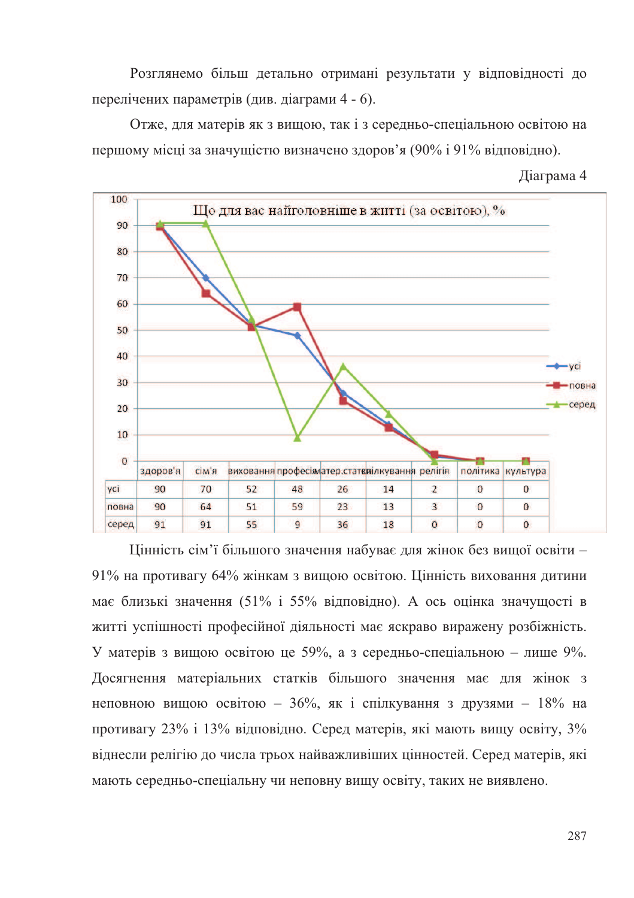Розглянемо більш детально отримані результати у відповідності до перелічених параметрів (див. діаграми 4 - 6).

Отже, для матерів як з вищою, так і з середньо-спеціальною освітою на першому місці за значущістю визначено здоров'я (90% і 91% відповідно).

Діаграма 4

Що для вас найголовніше в житті (за освітою), %

| | здоров'я | сім'я | виховання | професія | матер.статки | спілкування | релігія | політика | культура |
|---|---|---|---|---|---|---|---|---|---|
| усі | 90 | 70 | 52 | 48 | 26 | 14 | 2 | 0 | 0 |
| повна | 90 | 64 | 51 | 59 | 23 | 13 | 3 | 0 | 0 |
| серед | 91 | 91 | 55 | 9 | 36 | 18 | 0 | 0 | 0 |

Цінність сім'ї більшого значення набуває для жінок без вищої освіти – 91% на противагу 64% жінкам з вищою освітою. Цінність виховання дитини має близькі значення (51% і 55% відповідно). А ось оцінка значущості в житті успішності професійної діяльності має яскраво виражену розбіжність. У матерів з вищою освітою це 59%, а з середньо-спеціальною – лише 9%. Досягнення матеріальних статків більшого значення має для жінок з неповною вищою освітою – 36%, як і спілкування з друзями – 18% на противагу 23% і 13% відповідно. Серед матерів, які мають вищу освіту, 3% віднесли релігію до числа трьох найважливіших цінностей. Серед матерів, які мають середньо-спеціальну чи неповну вищу освіту, таких не виявлено.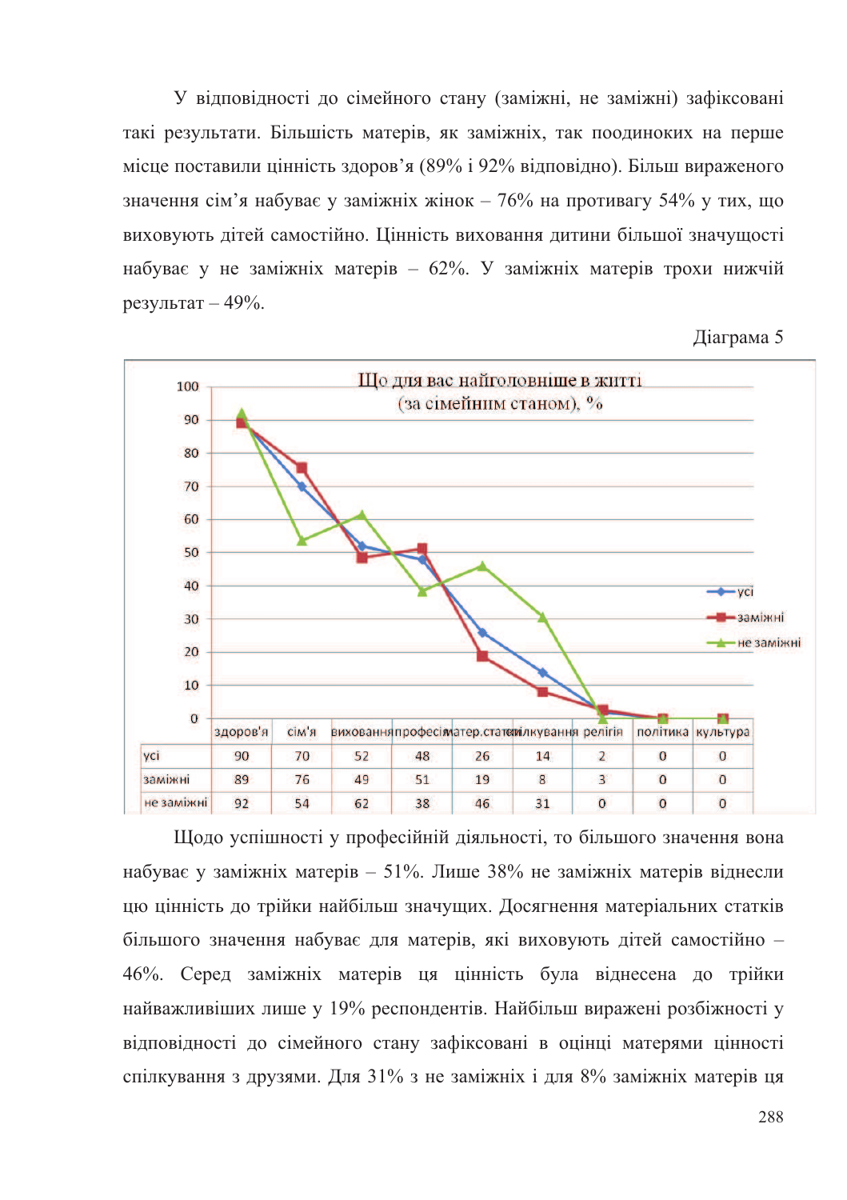У відповідності до сімейного стану (заміжні, не заміжні) зафіксовані такі результати. Більшість матерів, як заміжніх, так поодиноких на перше місце поставили цінність здоров'я (89% і 92% відповідно). Більш вираженого значення сім'я набуває у заміжніх жінок – 76% на противагу 54% у тих, що виховують дітей самостійно. Цінність виховання дитини більшої значущості набуває у не заміжніх матерів – 62%. У заміжніх матерів трохи нижчий результат – 49%.

Діаграма 5

**Що для вас найголовніше в житті (за сімейним станом), %**

| | здоров'я | сім'я | виховання | професія | матер.статки | спілкування | релігія | політика | культура |
|---|---|---|---|---|---|---|---|---|---|
| усі | 90 | 70 | 52 | 48 | 26 | 14 | 2 | 0 | 0 |
| заміжні | 89 | 76 | 49 | 51 | 19 | 8 | 3 | 0 | 0 |
| не заміжні | 92 | 54 | 62 | 38 | 46 | 31 | 0 | 0 | 0 |

Щодо успішності у професійній діяльності, то більшого значення вона набуває у заміжніх матерів – 51%. Лише 38% не заміжніх матерів віднесли цю цінність до трійки найбільш значущих. Досягнення матеріальних статків більшого значення набуває для матерів, які виховують дітей самостійно – 46%. Серед заміжніх матерів ця цінність була віднесена до трійки найважливіших лише у 19% респондентів. Найбільш виражені розбіжності у відповідності до сімейного стану зафіксовані в оцінці матерями цінності спілкування з друзями. Для 31% з не заміжніх і для 8% заміжніх матерів ця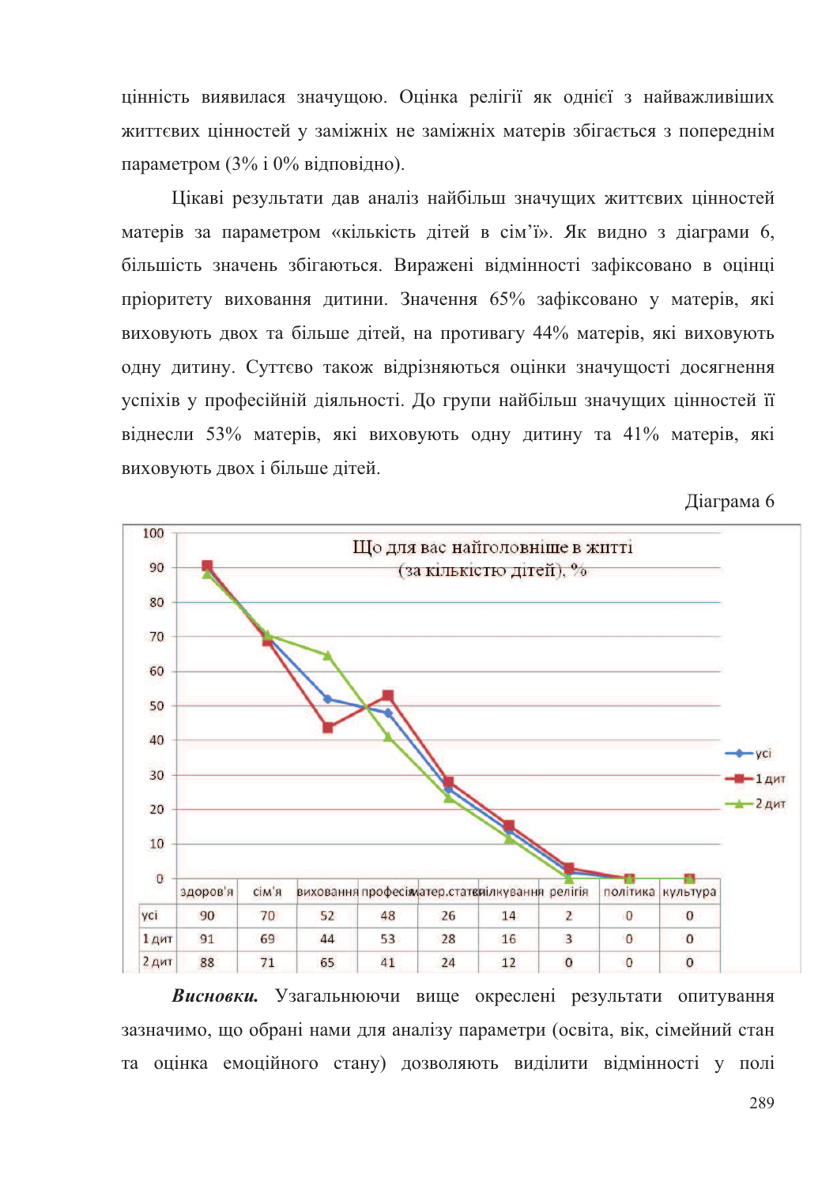цінність виявилася значущою. Оцінка релігії як однієї з найважливіших життєвих цінностей у заміжніх не заміжніх матерів збігається з попереднім параметром (3% і 0% відповідно).

Цікаві результати дав аналіз найбільш значущих життєвих цінностей матерів за параметром «кількість дітей в сім'ї». Як видно з діаграми 6, більшість значень збігаються. Виражені відмінності зафіксовано в оцінці пріоритету виховання дитини. Значення 65% зафіксовано у матерів, які виховують двох та більше дітей, на противагу 44% матерів, які виховують одну дитину. Суттєво також відрізняються оцінки значущості досягнення успіхів у професійній діяльності. До групи найбільш значущих цінностей її віднесли 53% матерів, які виховують одну дитину та 41% матерів, які виховують двох і більше дітей.

Діаграма 6

Що для вас найголовніше в житті (за кількістю дітей), %

| | здоров'я | сім'я | виховання | професія | матер.статки | спілкування | релігія | політика | культура |
|---|---|---|---|---|---|---|---|---|---|
| усі | 90 | 70 | 52 | 48 | 26 | 14 | 2 | 0 | 0 |
| 1 дит | 91 | 69 | 44 | 53 | 28 | 16 | 3 | 0 | 0 |
| 2 дит | 88 | 71 | 65 | 41 | 24 | 12 | 0 | 0 | 0 |

***Висновки.*** Узагальнюючи вище окреслені результати опитування зазначимо, що обрані нами для аналізу параметри (освіта, вік, сімейний стан та оцінка емоційного стану) дозволяють виділити відмінності у полі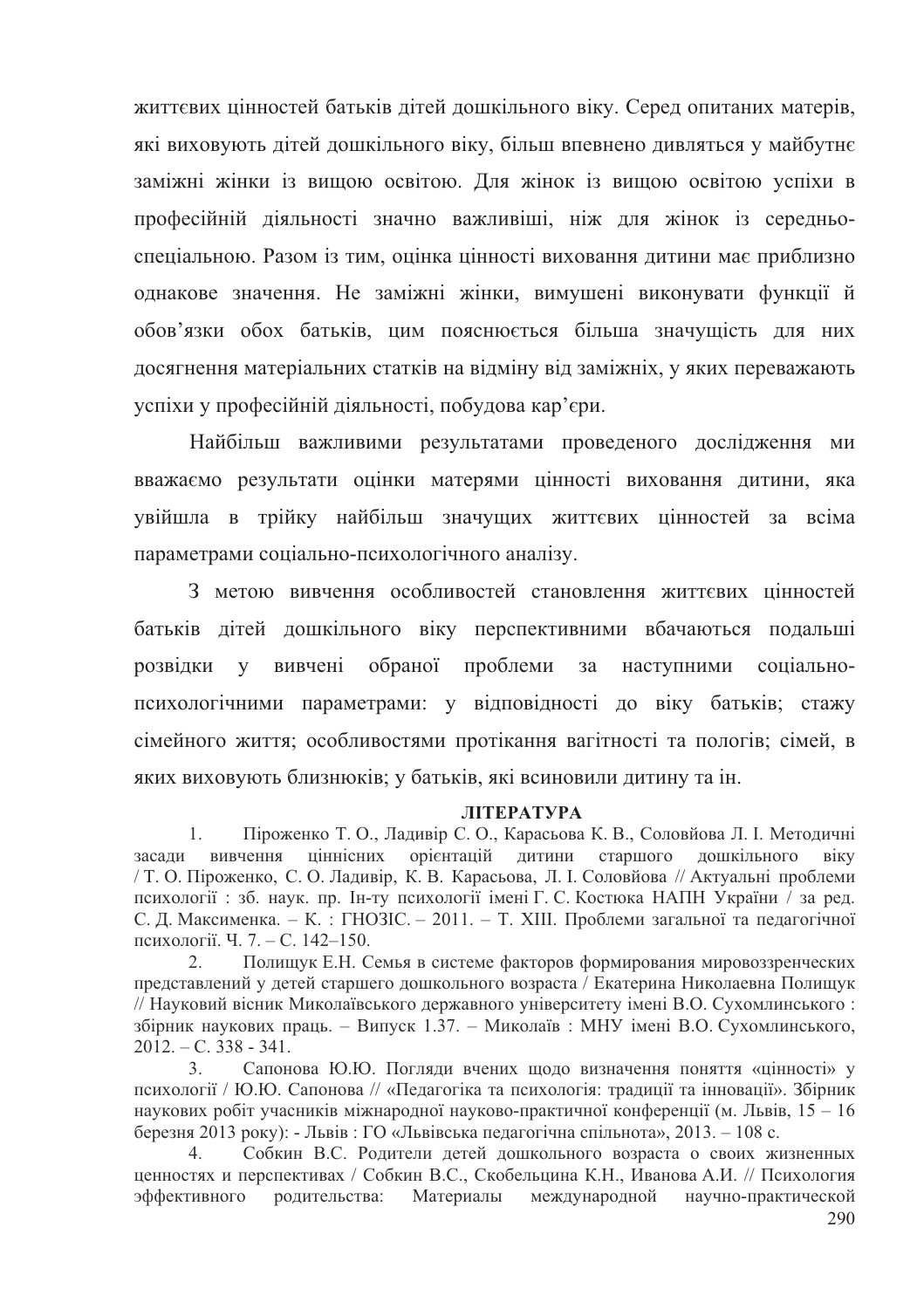життєвих цінностей батьків дітей дошкільного віку. Серед опитаних матерів, які виховують дітей дошкільного віку, більш впевнено дивляться у майбутнє заміжні жінки із вищою освітою. Для жінок із вищою освітою успіхи в професійній діяльності значно важливіші, ніж для жінок із середньо-спеціальною. Разом із тим, оцінка цінності виховання дитини має приблизно однакове значення. Не заміжні жінки, вимушені виконувати функції й обов'язки обох батьків, цим пояснюється більша значущість для них досягнення матеріальних статків на відміну від заміжніх, у яких переважають успіхи у професійній діяльності, побудова кар'єри.

Найбільш важливими результатами проведеного дослідження ми вважаємо результати оцінки матерями цінності виховання дитини, яка увійшла в трійку найбільш значущих життєвих цінностей за всіма параметрами соціально-психологічного аналізу.

З метою вивчення особливостей становлення життєвих цінностей батьків дітей дошкільного віку перспективними вбачаються подальші розвідки у вивчені обраної проблеми за наступними соціально-психологічними параметрами: у відповідності до віку батьків; стажу сімейного життя; особливостями протікання вагітності та пологів; сімей, в яких виховують близнюків; у батьків, які всиновили дитину та ін.

## ЛІТЕРАТУРА

1. Піроженко Т. О., Ладивір С. О., Карасьова К. В., Соловйова Л. І. Методичні засади вивчення ціннісних орієнтацій дитини старшого дошкільного віку / Т. О. Піроженко, С. О. Ладивір, К. В. Карасьова, Л. І. Соловйова // Актуальні проблеми психології : зб. наук. пр. Ін-ту психології імені Г. С. Костюка НАПН України / за ред. С. Д. Максименка. – К. : ГНОЗІС. – 2011. – Т. XIII. Проблеми загальної та педагогічної психології. Ч. 7. – С. 142–150.
2. Полищук Е.Н. Семья в системе факторов формирования мировоззренческих представлений у детей старшего дошкольного возраста / Екатерина Николаевна Полищук // Науковий вісник Миколаївського державного університету імені В.О. Сухомлинського : збірник наукових праць. – Випуск 1.37. – Миколаїв : МНУ імені В.О. Сухомлинського, 2012. – С. 338 - 341.
3. Сапонова Ю.Ю. Погляди вчених щодо визначення поняття «цінності» у психології / Ю.Ю. Сапонова // «Педагогіка та психологія: традиції та інновації». Збірник наукових робіт учасників міжнародної науково-практичної конференції (м. Львів, 15 – 16 березня 2013 року): - Львів : ГО «Львівська педагогічна спільнота», 2013. – 108 с.
4. Собкин В.С. Родители детей дошкольного возраста о своих жизненных ценностях и перспективах / Собкин В.С., Скобельцина К.Н., Иванова А.И. // Психология эффективного родительства: Материалы международной научно-практической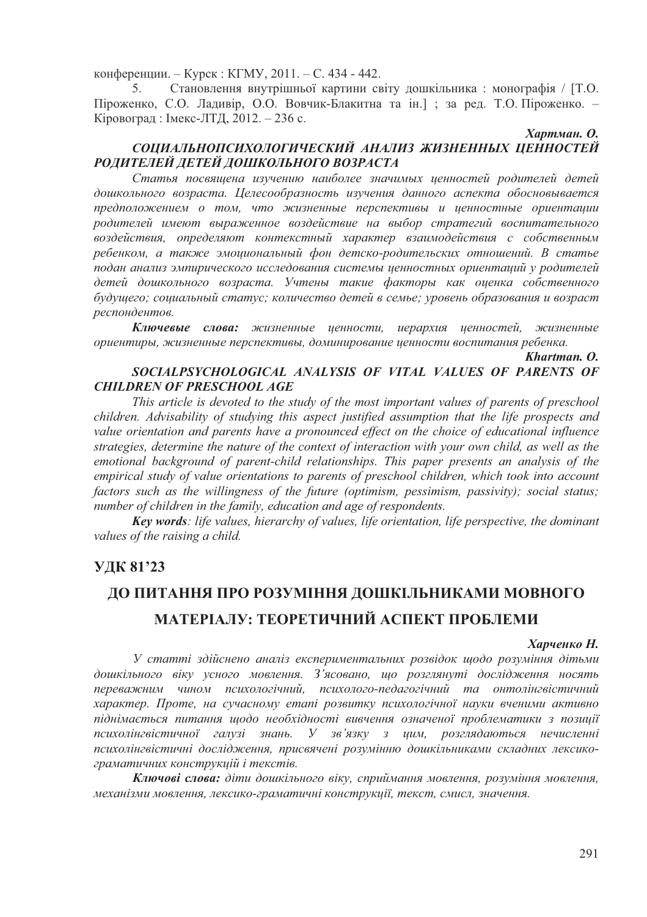конференции. – Курск : КГМУ, 2011. – С. 434 - 442.

5. Становлення внутрішньої картини світу дошкільника : монографія / [Т.О. Піроженко, С.О. Ладивір, О.О. Вовчик-Блакитна та ін.] ; за ред. Т.О. Піроженко. – Кіровоград : Імекс-ЛТД, 2012. – 236 с.

***Хартман. О.***

***СОЦИАЛЬНОПСИХОЛОГИЧЕСКИЙ АНАЛИЗ ЖИЗНЕННЫХ ЦЕННОСТЕЙ РОДИТЕЛЕЙ ДЕТЕЙ ДОШКОЛЬНОГО ВОЗРАСТА***

*Статья посвящена изучению наиболее значимых ценностей родителей детей дошкольного возраста. Целесообразность изучения данного аспекта обосновывается предположением о том, что жизненные перспективы и ценностные ориентации родителей имеют выраженное воздействие на выбор стратегий воспитательного воздействия, определяют контекстный характер взаимодействия с собственным ребенком, а также эмоциональный фон детско-родительских отношений. В статье подан анализ эмпирического исследования системы ценностных ориентаций у родителей детей дошкольного возраста. Учтены такие факторы как оценка собственного будущего; социальный статус; количество детей в семье; уровень образования и возраст респондентов.*

***Ключевые слова:*** *жизненные ценности, иерархия ценностей, жизненные ориентиры, жизненные перспективы, доминирование ценности воспитания ребенка.*

***Khartman. O.***

***SOCIALPSYCHOLOGICAL ANALYSIS OF VITAL VALUES OF PARENTS OF CHILDREN OF PRESCHOOL AGE***

*This article is devoted to the study of the most important values of parents of preschool children. Advisability of studying this aspect justified assumption that the life prospects and value orientation and parents have a pronounced effect on the choice of educational influence strategies, determine the nature of the context of interaction with your own child, as well as the emotional background of parent-child relationships. This paper presents an analysis of the empirical study of value orientations to parents of preschool children, which took into account factors such as the willingness of the future (optimism, pessimism, passivity); social status; number of children in the family, education and age of respondents.*

***Key words****: life values, hierarchy of values, life orientation, life perspective, the dominant values of the raising a child.*

**УДК 81'23**

# ДО ПИТАННЯ ПРО РОЗУМІННЯ ДОШКІЛЬНИКАМИ МОВНОГО МАТЕРІАЛУ: ТЕОРЕТИЧНИЙ АСПЕКТ ПРОБЛЕМИ

***Харченко Н.***

*У статті здійснено аналіз експериментальних розвідок щодо розуміння дітьми дошкільного віку усного мовлення. З'ясовано, що розглянуті дослідження носять переважним чином психологічний, психолого-педагогічний та онтолінгвістичний характер. Проте, на сучасному етапі розвитку психологічної науки вченими активно піднімається питання щодо необхідності вивчення означеної проблематики з позиції психолінгвістичної галузі знань. У зв'язку з цим, розглядаються нечисленні психолінгвістичні дослідження, присвячені розумінню дошкільниками складних лексико-граматичних конструкцій і текстів.*

***Ключові слова:*** *діти дошкільного віку, сприймання мовлення, розуміння мовлення, механізми мовлення, лексико-граматичні конструкції, текст, смисл, значення.*